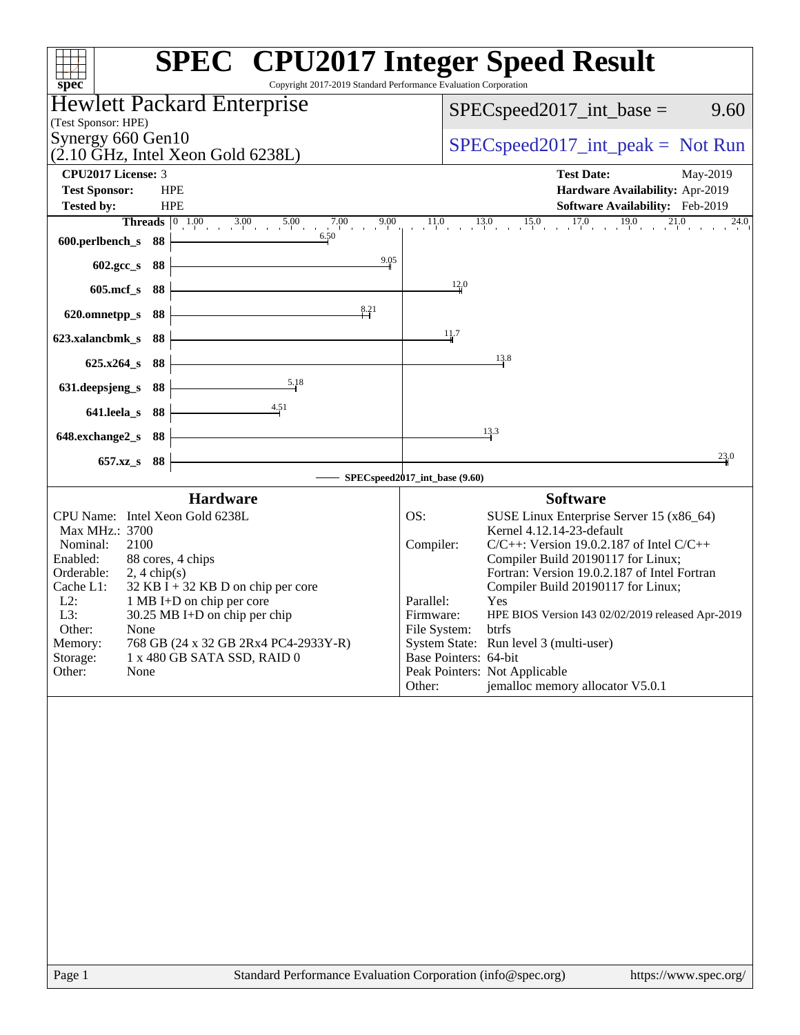# SPEC CPU2017 Integer Speed Result

Copyright 2017-2019 Standard Performance Evaluation Corporation

**Hewlett Packard Enterprise**
(Test Sponsor: HPE)
Synergy 660 Gen10
(2.10 GHz, Intel Xeon Gold 6238L)

SPECspeed2017_int_base = 9.60

SPECspeed2017_int_peak = Not Run

| | | | |
|---|---|---|---|
| **CPU2017 License:** | 3 | **Test Date:** | May-2019 |
| **Test Sponsor:** | HPE | **Hardware Availability:** | Apr-2019 |
| **Tested by:** | HPE | **Software Availability:** | Feb-2019 |

| Benchmark | Threads | SPECspeed2017_int_base (9.60) |
|---|---|---|
| 600.perlbench_s | 88 | 6.50 |
| 602.gcc_s | 88 | 9.05 |
| 605.mcf_s | 88 | 12.0 |
| 620.omnetpp_s | 88 | 8.21 |
| 623.xalancbmk_s | 88 | 11.7 |
| 625.x264_s | 88 | 13.8 |
| 631.deepsjeng_s | 88 | 5.18 |
| 641.leela_s | 88 | 4.51 |
| 648.exchange2_s | 88 | 13.3 |
| 657.xz_s | 88 | 23.0 |

## Hardware

| | |
|---|---|
| CPU Name: | Intel Xeon Gold 6238L |
| Max MHz.: | 3700 |
| Nominal: | 2100 |
| Enabled: | 88 cores, 4 chips |
| Orderable: | 2, 4 chip(s) |
| Cache L1: | 32 KB I + 32 KB D on chip per core |
| L2: | 1 MB I+D on chip per core |
| L3: | 30.25 MB I+D on chip per chip |
| Other: | None |
| Memory: | 768 GB (24 x 32 GB 2Rx4 PC4-2933Y-R) |
| Storage: | 1 x 480 GB SATA SSD, RAID 0 |
| Other: | None |

## Software

| | |
|---|---|
| OS: | SUSE Linux Enterprise Server 15 (x86_64) Kernel 4.12.14-23-default |
| Compiler: | C/C++: Version 19.0.2.187 of Intel C/C++ Compiler Build 20190117 for Linux; Fortran: Version 19.0.2.187 of Intel Fortran Compiler Build 20190117 for Linux; |
| Parallel: | Yes |
| Firmware: | HPE BIOS Version I43 02/02/2019 released Apr-2019 |
| File System: | btrfs |
| System State: | Run level 3 (multi-user) |
| Base Pointers: | 64-bit |
| Peak Pointers: | Not Applicable |
| Other: | jemalloc memory allocator V5.0.1 |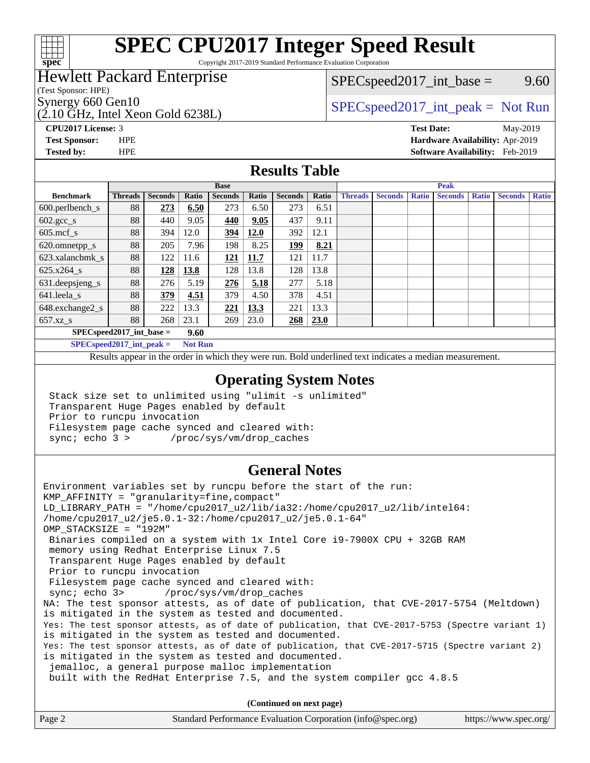# SPEC CPU2017 Integer Speed Result

Copyright 2017-2019 Standard Performance Evaluation Corporation

## Hewlett Packard Enterprise

(Test Sponsor: HPE)

Synergy 660 Gen10

(2.10 GHz, Intel Xeon Gold 6238L)

SPECspeed2017_int_base = 9.60

SPECspeed2017_int_peak = Not Run

**CPU2017 License:** 3

**Test Sponsor:** HPE

**Tested by:** HPE

**Test Date:** May-2019

**Hardware Availability:** Apr-2019

**Software Availability:** Feb-2019

## Results Table

| | Base | | | | | | | Peak | | | | | | |
|---|---|---|---|---|---|---|---|---|---|---|---|---|---|---|
| **Benchmark** | **Threads** | **Seconds** | **Ratio** | **Seconds** | **Ratio** | **Seconds** | **Ratio** | **Threads** | **Seconds** | **Ratio** | **Seconds** | **Ratio** | **Seconds** | **Ratio** |
| 600.perlbench_s | 88 | **273** | **6.50** | 273 | 6.50 | 273 | 6.51 | | | | | | | |
| 602.gcc_s | 88 | 440 | 9.05 | **440** | **9.05** | 437 | 9.11 | | | | | | | |
| 605.mcf_s | 88 | 394 | 12.0 | **394** | **12.0** | 392 | 12.1 | | | | | | | |
| 620.omnetpp_s | 88 | 205 | 7.96 | 198 | 8.25 | **199** | **8.21** | | | | | | | |
| 623.xalancbmk_s | 88 | 122 | 11.6 | **121** | **11.7** | 121 | 11.7 | | | | | | | |
| 625.x264_s | 88 | **128** | **13.8** | 128 | 13.8 | 128 | 13.8 | | | | | | | |
| 631.deepsjeng_s | 88 | 276 | 5.19 | **276** | **5.18** | 277 | 5.18 | | | | | | | |
| 641.leela_s | 88 | **379** | **4.51** | 379 | 4.50 | 378 | 4.51 | | | | | | | |
| 648.exchange2_s | 88 | 222 | 13.3 | **221** | **13.3** | 221 | 13.3 | | | | | | | |
| 657.xz_s | 88 | 268 | 23.1 | 269 | 23.0 | **268** | **23.0** | | | | | | | |

**SPECspeed2017_int_base = 9.60**

**SPECspeed2017_int_peak = Not Run**

Results appear in the order in which they were run. Bold underlined text indicates a median measurement.

## Operating System Notes

```
Stack size set to unlimited using "ulimit -s unlimited"
Transparent Huge Pages enabled by default
Prior to runcpu invocation
Filesystem page cache synced and cleared with:
sync; echo 3 >       /proc/sys/vm/drop_caches
```

## General Notes

```
Environment variables set by runcpu before the start of the run:
KMP_AFFINITY = "granularity=fine,compact"
LD_LIBRARY_PATH = "/home/cpu2017_u2/lib/ia32:/home/cpu2017_u2/lib/intel64:
/home/cpu2017_u2/je5.0.1-32:/home/cpu2017_u2/je5.0.1-64"
OMP_STACKSIZE = "192M"
 Binaries compiled on a system with 1x Intel Core i9-7900X CPU + 32GB RAM
 memory using Redhat Enterprise Linux 7.5
 Transparent Huge Pages enabled by default
 Prior to runcpu invocation
 Filesystem page cache synced and cleared with:
 sync; echo 3>       /proc/sys/vm/drop_caches
NA: The test sponsor attests, as of date of publication, that CVE-2017-5754 (Meltdown)
is mitigated in the system as tested and documented.
Yes: The test sponsor attests, as of date of publication, that CVE-2017-5753 (Spectre variant 1)
is mitigated in the system as tested and documented.
Yes: The test sponsor attests, as of date of publication, that CVE-2017-5715 (Spectre variant 2)
is mitigated in the system as tested and documented.
 jemalloc, a general purpose malloc implementation
 built with the RedHat Enterprise 7.5, and the system compiler gcc 4.8.5
```

**(Continued on next page)**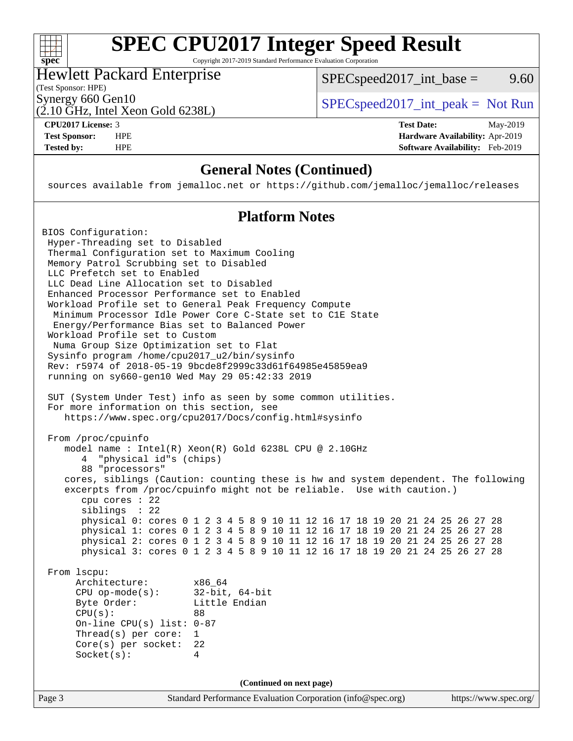## General Notes (Continued)

```
sources available from jemalloc.net or https://github.com/jemalloc/jemalloc/releases
```

## Platform Notes

```
BIOS Configuration:
 Hyper-Threading set to Disabled
 Thermal Configuration set to Maximum Cooling
 Memory Patrol Scrubbing set to Disabled
 LLC Prefetch set to Enabled
 LLC Dead Line Allocation set to Disabled
 Enhanced Processor Performance set to Enabled
 Workload Profile set to General Peak Frequency Compute
  Minimum Processor Idle Power Core C-State set to C1E State
  Energy/Performance Bias set to Balanced Power
 Workload Profile set to Custom
  Numa Group Size Optimization set to Flat
 Sysinfo program /home/cpu2017_u2/bin/sysinfo
 Rev: r5974 of 2018-05-19 9bcde8f2999c33d61f64985e45859ea9
 running on sy660-gen10 Wed May 29 05:42:33 2019

 SUT (System Under Test) info as seen by some common utilities.
 For more information on this section, see
    https://www.spec.org/cpu2017/Docs/config.html#sysinfo

 From /proc/cpuinfo
    model name : Intel(R) Xeon(R) Gold 6238L CPU @ 2.10GHz
       4  "physical id"s (chips)
       88 "processors"
    cores, siblings (Caution: counting these is hw and system dependent. The following
    excerpts from /proc/cpuinfo might not be reliable.  Use with caution.)
       cpu cores : 22
       siblings  : 22
       physical 0: cores 0 1 2 3 4 5 8 9 10 11 12 16 17 18 19 20 21 24 25 26 27 28
       physical 1: cores 0 1 2 3 4 5 8 9 10 11 12 16 17 18 19 20 21 24 25 26 27 28
       physical 2: cores 0 1 2 3 4 5 8 9 10 11 12 16 17 18 19 20 21 24 25 26 27 28
       physical 3: cores 0 1 2 3 4 5 8 9 10 11 12 16 17 18 19 20 21 24 25 26 27 28

 From lscpu:
      Architecture:          x86_64
      CPU op-mode(s):        32-bit, 64-bit
      Byte Order:            Little Endian
      CPU(s):                88
      On-line CPU(s) list: 0-87
      Thread(s) per core:  1
      Core(s) per socket:  22
      Socket(s):           4
```

(Continued on next page)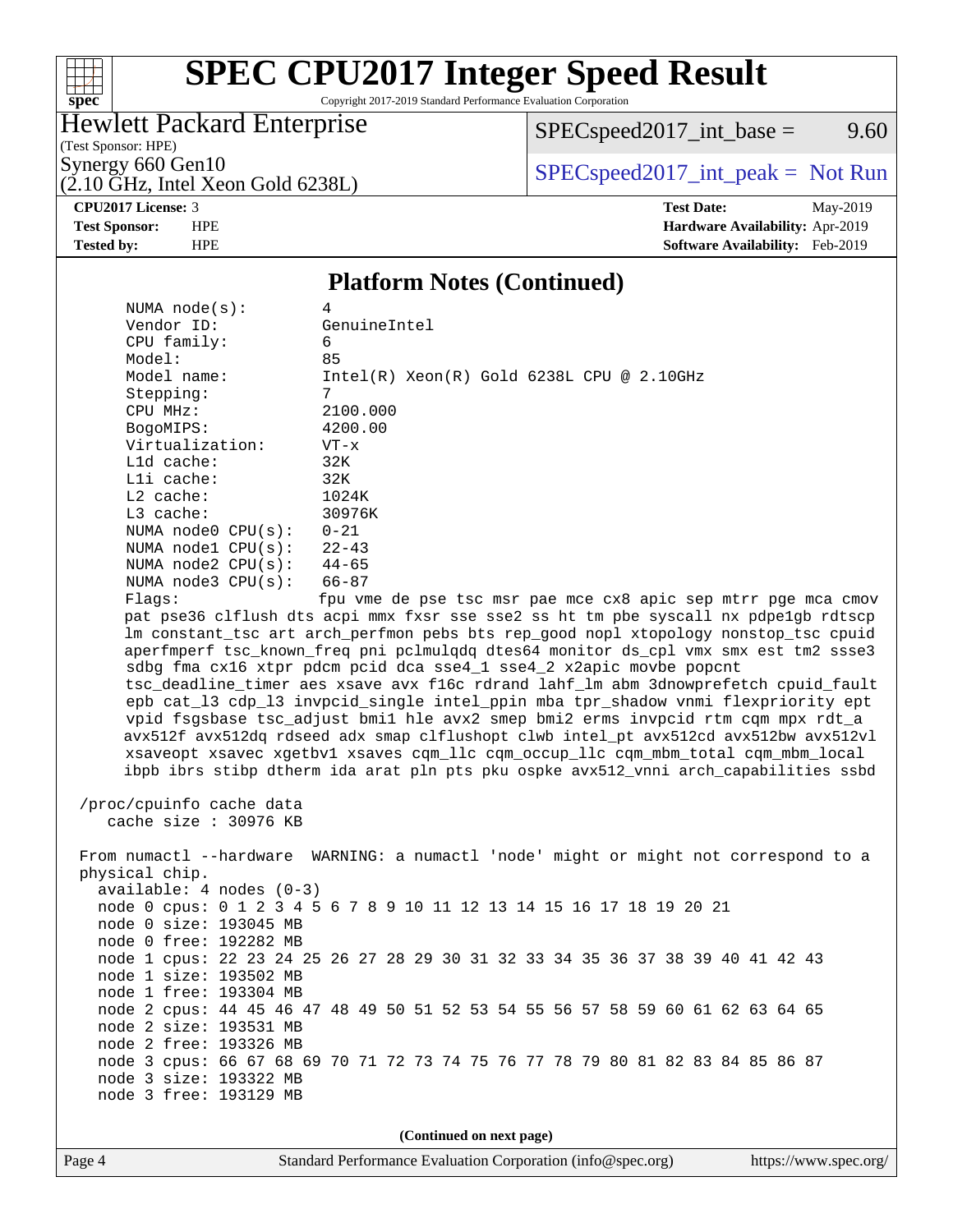## Platform Notes (Continued)

```
    NUMA node(s):          4
    Vendor ID:             GenuineIntel
    CPU family:            6
    Model:                 85
    Model name:            Intel(R) Xeon(R) Gold 6238L CPU @ 2.10GHz
    Stepping:              7
    CPU MHz:               2100.000
    BogoMIPS:              4200.00
    Virtualization:        VT-x
    L1d cache:             32K
    L1i cache:             32K
    L2 cache:              1024K
    L3 cache:              30976K
    NUMA node0 CPU(s):     0-21
    NUMA node1 CPU(s):     22-43
    NUMA node2 CPU(s):     44-65
    NUMA node3 CPU(s):     66-87
    Flags:                 fpu vme de pse tsc msr pae mce cx8 apic sep mtrr pge mca cmov
    pat pse36 clflush dts acpi mmx fxsr sse sse2 ss ht tm pbe syscall nx pdpe1gb rdtscp
    lm constant_tsc art arch_perfmon pebs bts rep_good nopl xtopology nonstop_tsc cpuid
    aperfmperf tsc_known_freq pni pclmulqdq dtes64 monitor ds_cpl vmx smx est tm2 ssse3
    sdbg fma cx16 xtpr pdcm pcid dca sse4_1 sse4_2 x2apic movbe popcnt
    tsc_deadline_timer aes xsave avx f16c rdrand lahf_lm abm 3dnowprefetch cpuid_fault
    epb cat_l3 cdp_l3 invpcid_single intel_ppin mba tpr_shadow vnmi flexpriority ept
    vpid fsgsbase tsc_adjust bmi1 hle avx2 smep bmi2 erms invpcid rtm cqm mpx rdt_a
    avx512f avx512dq rdseed adx smap clflushopt clwb intel_pt avx512cd avx512bw avx512vl
    xsaveopt xsavec xgetbv1 xsaves cqm_llc cqm_occup_llc cqm_mbm_total cqm_mbm_local
    ibpb ibrs stibp dtherm ida arat pln pts pku ospke avx512_vnni arch_capabilities ssbd

 /proc/cpuinfo cache data
    cache size : 30976 KB

 From numactl --hardware  WARNING: a numactl 'node' might or might not correspond to a
 physical chip.
   available: 4 nodes (0-3)
   node 0 cpus: 0 1 2 3 4 5 6 7 8 9 10 11 12 13 14 15 16 17 18 19 20 21
   node 0 size: 193045 MB
   node 0 free: 192282 MB
   node 1 cpus: 22 23 24 25 26 27 28 29 30 31 32 33 34 35 36 37 38 39 40 41 42 43
   node 1 size: 193502 MB
   node 1 free: 193304 MB
   node 2 cpus: 44 45 46 47 48 49 50 51 52 53 54 55 56 57 58 59 60 61 62 63 64 65
   node 2 size: 193531 MB
   node 2 free: 193326 MB
   node 3 cpus: 66 67 68 69 70 71 72 73 74 75 76 77 78 79 80 81 82 83 84 85 86 87
   node 3 size: 193322 MB
   node 3 free: 193129 MB
```

**(Continued on next page)**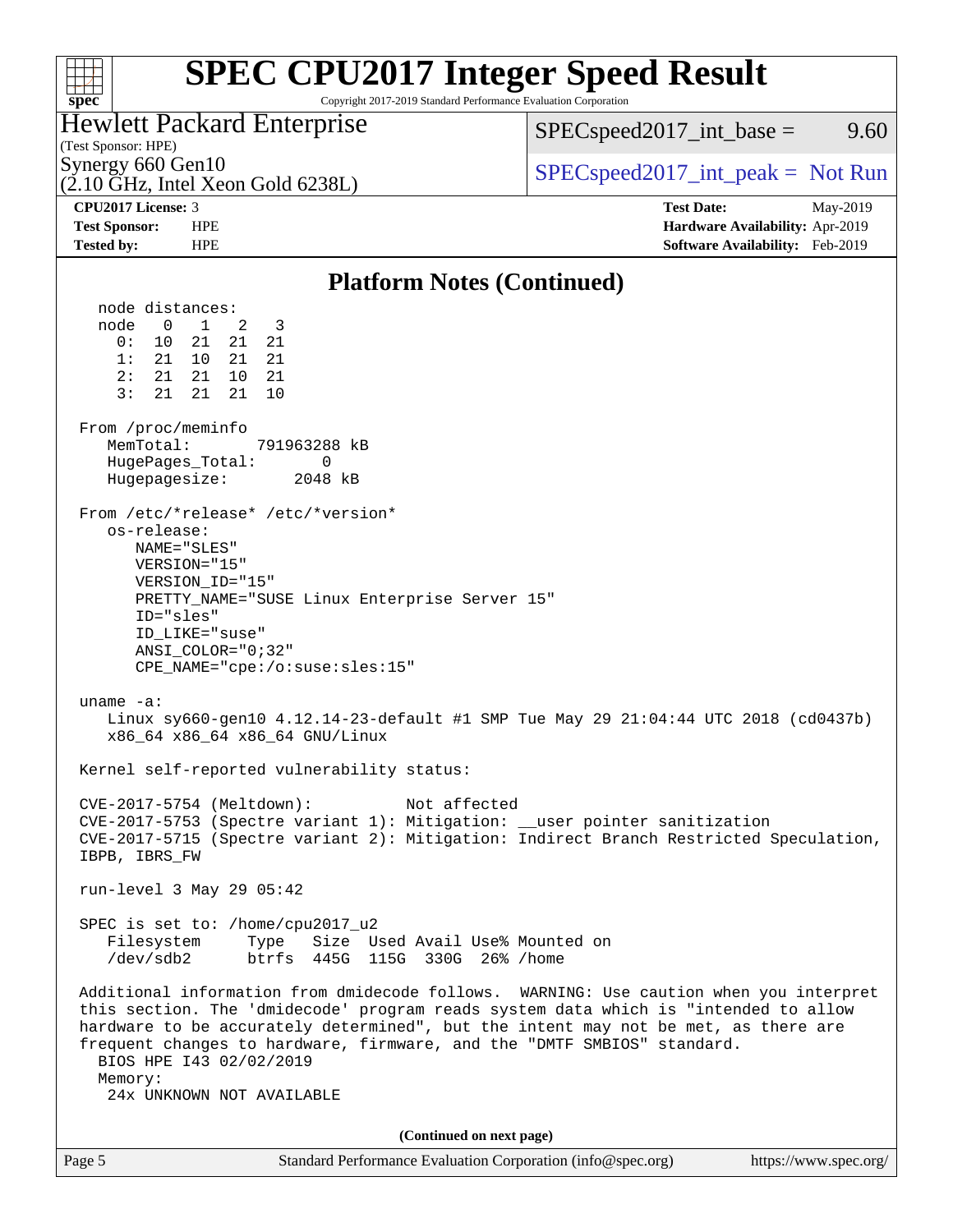## Platform Notes (Continued)

```
  node distances:
  node   0   1   2   3
    0:  10  21  21  21
    1:  21  10  21  21
    2:  21  21  10  21
    3:  21  21  21  10

From /proc/meminfo
   MemTotal:       791963288 kB
   HugePages_Total:       0
   Hugepagesize:       2048 kB

From /etc/*release* /etc/*version*
   os-release:
      NAME="SLES"
      VERSION="15"
      VERSION_ID="15"
      PRETTY_NAME="SUSE Linux Enterprise Server 15"
      ID="sles"
      ID_LIKE="suse"
      ANSI_COLOR="0;32"
      CPE_NAME="cpe:/o:suse:sles:15"

uname -a:
   Linux sy660-gen10 4.12.14-23-default #1 SMP Tue May 29 21:04:44 UTC 2018 (cd0437b)
   x86_64 x86_64 x86_64 GNU/Linux

Kernel self-reported vulnerability status:

CVE-2017-5754 (Meltdown):          Not affected
CVE-2017-5753 (Spectre variant 1): Mitigation: __user pointer sanitization
CVE-2017-5715 (Spectre variant 2): Mitigation: Indirect Branch Restricted Speculation,
IBPB, IBRS_FW

run-level 3 May 29 05:42

SPEC is set to: /home/cpu2017_u2
   Filesystem     Type   Size  Used Avail Use% Mounted on
   /dev/sdb2      btrfs  445G  115G  330G  26% /home

Additional information from dmidecode follows.  WARNING: Use caution when you interpret
this section. The 'dmidecode' program reads system data which is "intended to allow
hardware to be accurately determined", but the intent may not be met, as there are
frequent changes to hardware, firmware, and the "DMTF SMBIOS" standard.
  BIOS HPE I43 02/02/2019
  Memory:
   24x UNKNOWN NOT AVAILABLE
```

**(Continued on next page)**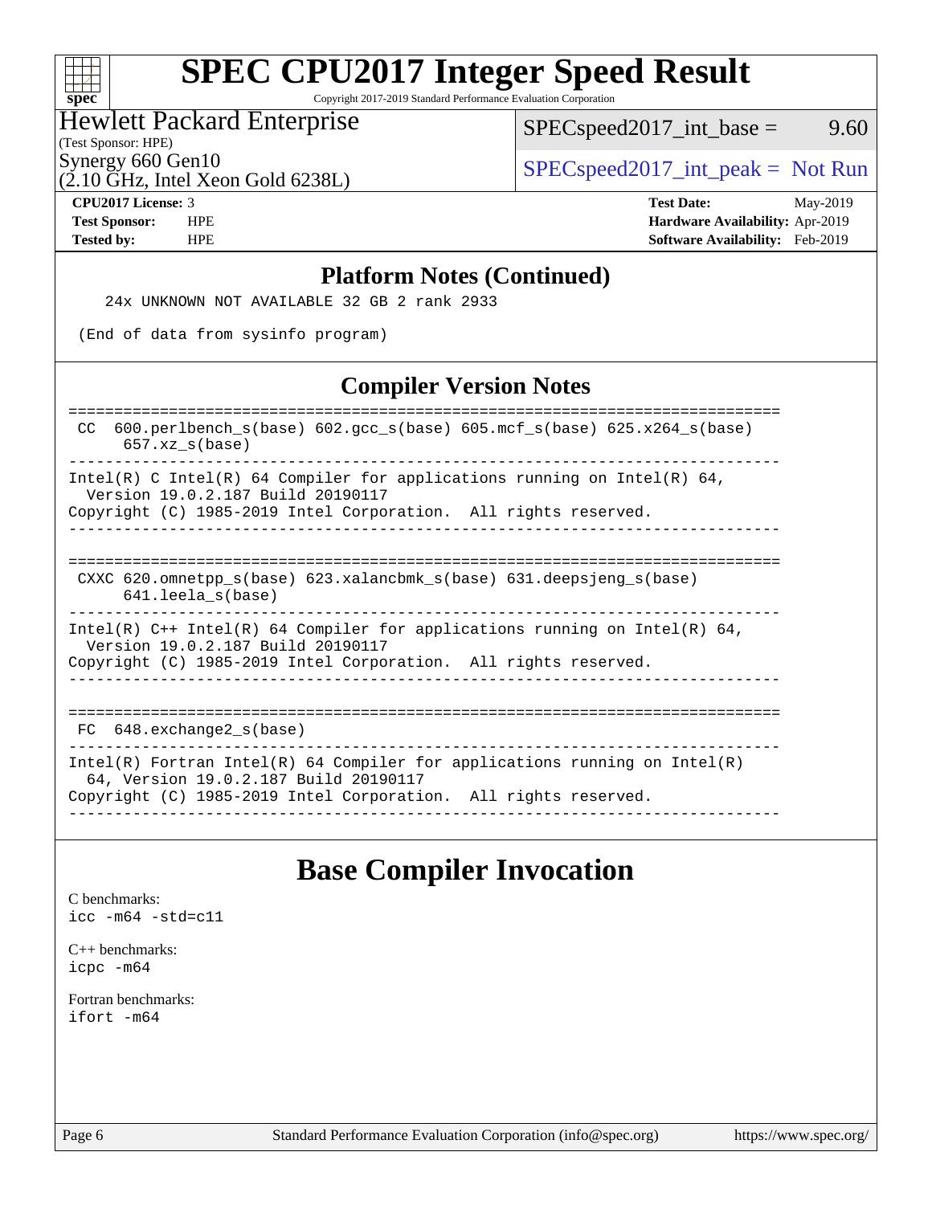## Platform Notes (Continued)

```
    24x UNKNOWN NOT AVAILABLE 32 GB 2 rank 2933

 (End of data from sysinfo program)
```

## Compiler Version Notes

```
==============================================================================
 CC  600.perlbench_s(base) 602.gcc_s(base) 605.mcf_s(base) 625.x264_s(base)
      657.xz_s(base)
------------------------------------------------------------------------------
Intel(R) C Intel(R) 64 Compiler for applications running on Intel(R) 64,
  Version 19.0.2.187 Build 20190117
Copyright (C) 1985-2019 Intel Corporation.  All rights reserved.
------------------------------------------------------------------------------

==============================================================================
 CXXC 620.omnetpp_s(base) 623.xalancbmk_s(base) 631.deepsjeng_s(base)
      641.leela_s(base)
------------------------------------------------------------------------------
Intel(R) C++ Intel(R) 64 Compiler for applications running on Intel(R) 64,
  Version 19.0.2.187 Build 20190117
Copyright (C) 1985-2019 Intel Corporation.  All rights reserved.
------------------------------------------------------------------------------

==============================================================================
 FC  648.exchange2_s(base)
------------------------------------------------------------------------------
Intel(R) Fortran Intel(R) 64 Compiler for applications running on Intel(R)
  64, Version 19.0.2.187 Build 20190117
Copyright (C) 1985-2019 Intel Corporation.  All rights reserved.
------------------------------------------------------------------------------
```

# Base Compiler Invocation

C benchmarks:
`icc -m64 -std=c11`

C++ benchmarks:
`icpc -m64`

Fortran benchmarks:
`ifort -m64`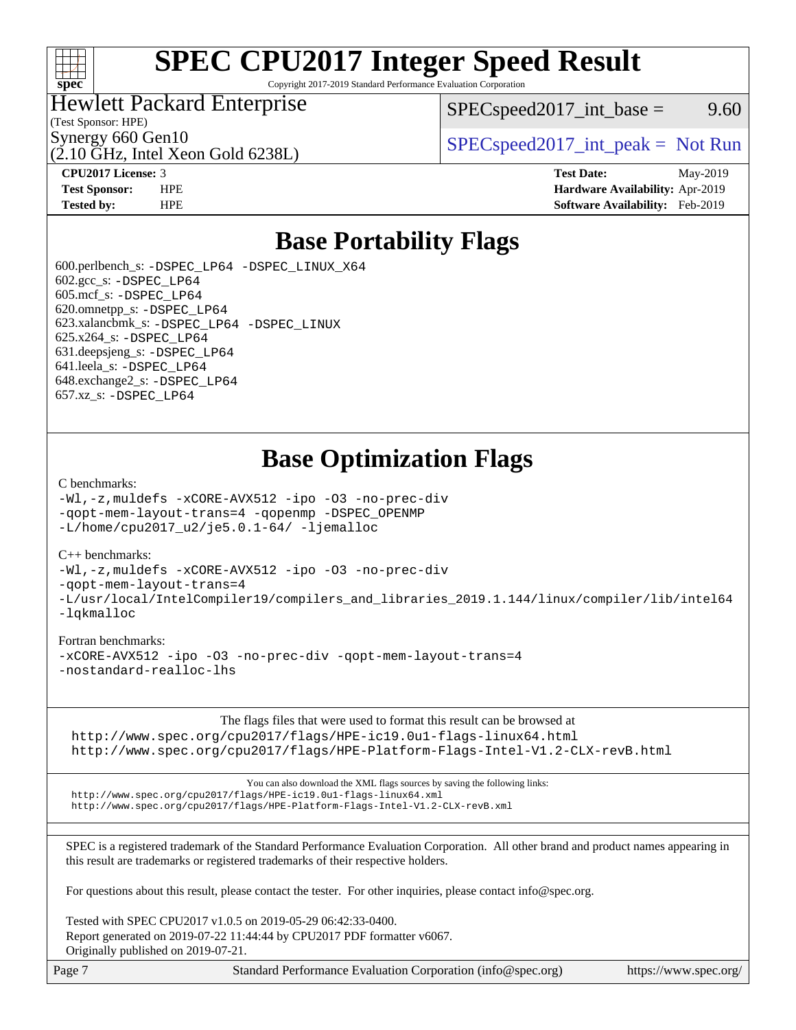# SPEC CPU2017 Integer Speed Result

Copyright 2017-2019 Standard Performance Evaluation Corporation

**Hewlett Packard Enterprise**
(Test Sponsor: HPE)
Synergy 660 Gen10
(2.10 GHz, Intel Xeon Gold 6238L)

SPECspeed2017_int_base = 9.60

SPECspeed2017_int_peak = Not Run

**CPU2017 License:** 3
**Test Sponsor:** HPE
**Tested by:** HPE

**Test Date:** May-2019
**Hardware Availability:** Apr-2019
**Software Availability:** Feb-2019

## Base Portability Flags

600.perlbench_s: -DSPEC_LP64 -DSPEC_LINUX_X64
602.gcc_s: -DSPEC_LP64
605.mcf_s: -DSPEC_LP64
620.omnetpp_s: -DSPEC_LP64
623.xalancbmk_s: -DSPEC_LP64 -DSPEC_LINUX
625.x264_s: -DSPEC_LP64
631.deepsjeng_s: -DSPEC_LP64
641.leela_s: -DSPEC_LP64
648.exchange2_s: -DSPEC_LP64
657.xz_s: -DSPEC_LP64

## Base Optimization Flags

C benchmarks:

```
-Wl,-z,muldefs -xCORE-AVX512 -ipo -O3 -no-prec-div
-qopt-mem-layout-trans=4 -qopenmp -DSPEC_OPENMP
-L/home/cpu2017_u2/je5.0.1-64/ -ljemalloc
```

C++ benchmarks:

```
-Wl,-z,muldefs -xCORE-AVX512 -ipo -O3 -no-prec-div
-qopt-mem-layout-trans=4
-L/usr/local/IntelCompiler19/compilers_and_libraries_2019.1.144/linux/compiler/lib/intel64
-lqkmalloc
```

Fortran benchmarks:

```
-xCORE-AVX512 -ipo -O3 -no-prec-div -qopt-mem-layout-trans=4
-nostandard-realloc-lhs
```

The flags files that were used to format this result can be browsed at
http://www.spec.org/cpu2017/flags/HPE-ic19.0u1-flags-linux64.html
http://www.spec.org/cpu2017/flags/HPE-Platform-Flags-Intel-V1.2-CLX-revB.html

You can also download the XML flags sources by saving the following links:
http://www.spec.org/cpu2017/flags/HPE-ic19.0u1-flags-linux64.xml
http://www.spec.org/cpu2017/flags/HPE-Platform-Flags-Intel-V1.2-CLX-revB.xml

SPEC is a registered trademark of the Standard Performance Evaluation Corporation. All other brand and product names appearing in this result are trademarks or registered trademarks of their respective holders.

For questions about this result, please contact the tester. For other inquiries, please contact info@spec.org.

Tested with SPEC CPU2017 v1.0.5 on 2019-05-29 06:42:33-0400.
Report generated on 2019-07-22 11:44:44 by CPU2017 PDF formatter v6067.
Originally published on 2019-07-21.